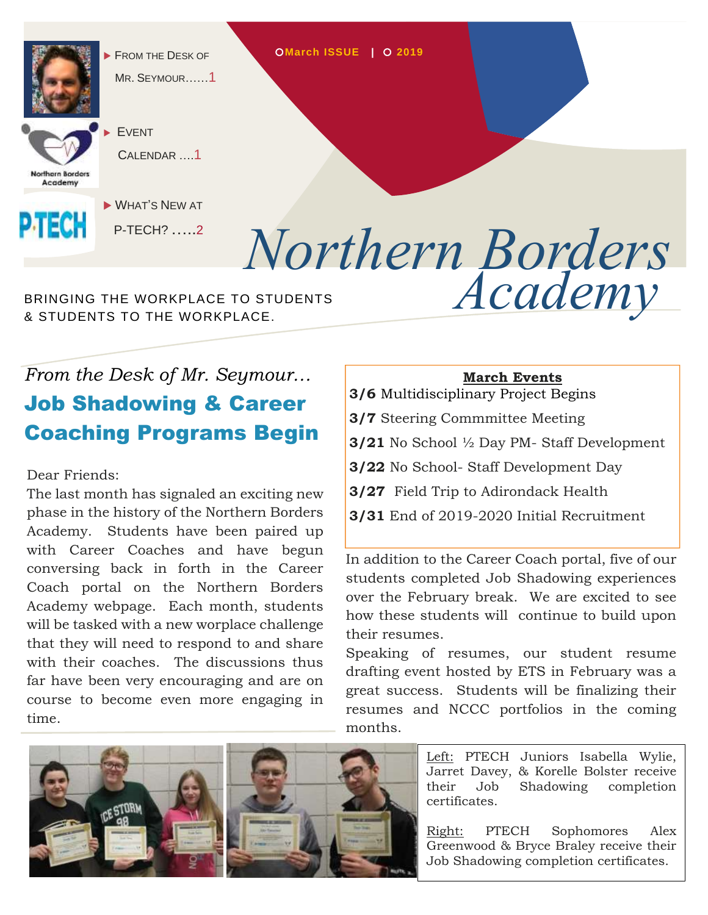March ISSUE | 2019

- FROM THE DESK OF MR. SEYMOUR……1
- EVENT CALENDAR ….1
- WHAT'S NEW AT P-TECH? …..2

# Northern Borders Academy

BRINGING THE WORKPLACE TO STUDENTS & STUDENTS TO THE WORKPLACE.

*From the Desk of Mr. Seymour…*

## Job Shadowing & Career Coaching Programs Begin

Dear Friends:

The last month has signaled an exciting new phase in the history of the Northern Borders Academy. Students have been paired up with Career Coaches and have begun conversing back in forth in the Career Coach portal on the Northern Borders Academy webpage. Each month, students will be tasked with a new worplace challenge that they will need to respond to and share with their coaches. The discussions thus far have been very encouraging and are on course to become even more engaging in time.

In addition to the Career Coach portal, five of our students completed Job Shadowing experiences over the February break. We are excited to see how these students will continue to build upon their resumes.

Speaking of resumes, our student resume drafting event hosted by ETS in February was a great success. Students will be finalizing their resumes and NCCC portfolios in the coming months.

**March Events**

**3/6** Multidisciplinary Project Begins

**3/7** Steering Commmittee Meeting

**3/21** No School ½ Day PM- Staff Development

**3/22** No School- Staff Development Day

**3/27** Field Trip to Adirondack Health

**3/31** End of 2019-2020 Initial Recruitment

Left: PTECH Juniors Isabella Wylie, Jarret Davey, & Korelle Bolster receive their Job Shadowing completion certificates.

Right: PTECH Sophomores Alex Greenwood & Bryce Braley receive their Job Shadowing completion certificates.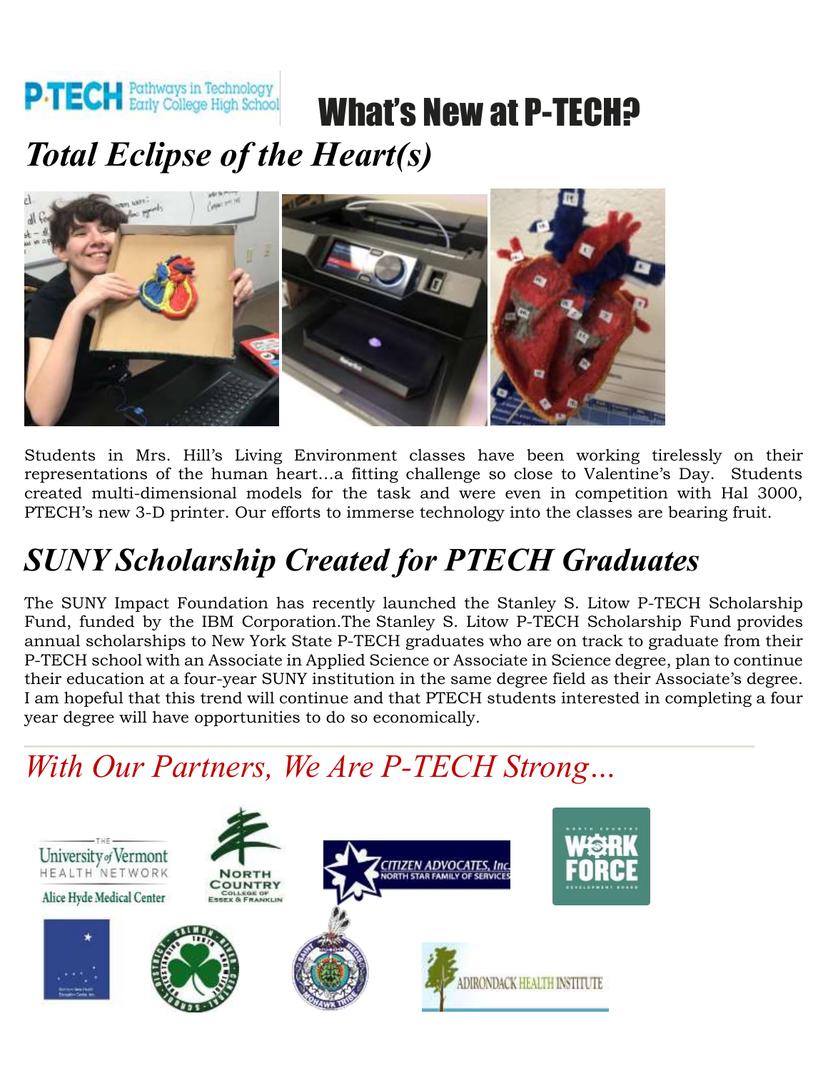# What's New at P-TECH?

## *Total Eclipse of the Heart(s)*

Students in Mrs. Hill's Living Environment classes have been working tirelessly on their representations of the human heart…a fitting challenge so close to Valentine's Day. Students created multi-dimensional models for the task and were even in competition with Hal 3000, PTECH's new 3-D printer. Our efforts to immerse technology into the classes are bearing fruit.

## *SUNY Scholarship Created for PTECH Graduates*

The SUNY Impact Foundation has recently launched the Stanley S. Litow P-TECH Scholarship Fund, funded by the IBM Corporation.The Stanley S. Litow P-TECH Scholarship Fund provides annual scholarships to New York State P-TECH graduates who are on track to graduate from their P-TECH school with an Associate in Applied Science or Associate in Science degree, plan to continue their education at a four-year SUNY institution in the same degree field as their Associate's degree. I am hopeful that this trend will continue and that PTECH students interested in completing a four year degree will have opportunities to do so economically.

---

## *With Our Partners, We Are P-TECH Strong…*